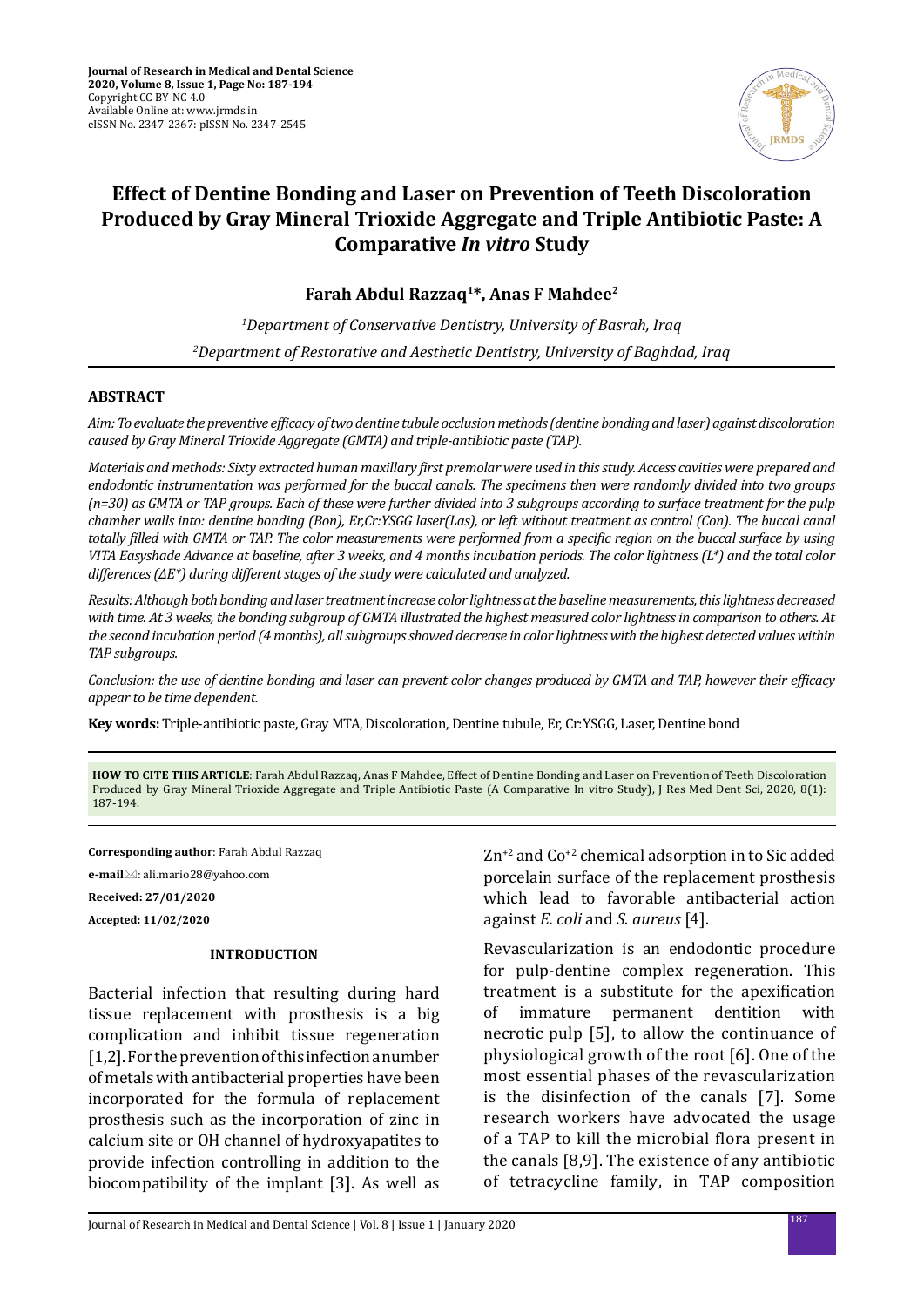Journal of Research in Medical and Dental Science
2020, Volume 8, Issue 1, Page No: 187-194
Copyright CC BY-NC 4.0
Available Online at: www.jrmds.in
eISSN No. 2347-2367: pISSN No. 2347-2545

# Effect of Dentine Bonding and Laser on Prevention of Teeth Discoloration Produced by Gray Mineral Trioxide Aggregate and Triple Antibiotic Paste: A Comparative *In vitro* Study

**Farah Abdul Razzaq[1]*, Anas F Mahdee[2]**

*[1]Department of Conservative Dentistry, University of Basrah, Iraq*

*[2]Department of Restorative and Aesthetic Dentistry, University of Baghdad, Iraq*

## ABSTRACT

*Aim: To evaluate the preventive efficacy of two dentine tubule occlusion methods (dentine bonding and laser) against discoloration caused by Gray Mineral Trioxide Aggregate (GMTA) and triple-antibiotic paste (TAP).*

*Materials and methods: Sixty extracted human maxillary first premolar were used in this study. Access cavities were prepared and endodontic instrumentation was performed for the buccal canals. The specimens then were randomly divided into two groups (n=30) as GMTA or TAP groups. Each of these were further divided into 3 subgroups according to surface treatment for the pulp chamber walls into: dentine bonding (Bon), Er,Cr:YSGG laser(Las), or left without treatment as control (Con). The buccal canal totally filled with GMTA or TAP. The color measurements were performed from a specific region on the buccal surface by using VITA Easyshade Advance at baseline, after 3 weeks, and 4 months incubation periods. The color lightness (L\*) and the total color differences (ΔE\*) during different stages of the study were calculated and analyzed.*

*Results: Although both bonding and laser treatment increase color lightness at the baseline measurements, this lightness decreased with time. At 3 weeks, the bonding subgroup of GMTA illustrated the highest measured color lightness in comparison to others. At the second incubation period (4 months), all subgroups showed decrease in color lightness with the highest detected values within TAP subgroups.*

*Conclusion: the use of dentine bonding and laser can prevent color changes produced by GMTA and TAP, however their efficacy appear to be time dependent.*

**Key words:** Triple-antibiotic paste, Gray MTA, Discoloration, Dentine tubule, Er, Cr:YSGG, Laser, Dentine bond

**HOW TO CITE THIS ARTICLE**: Farah Abdul Razzaq, Anas F Mahdee, Effect of Dentine Bonding and Laser on Prevention of Teeth Discoloration Produced by Gray Mineral Trioxide Aggregate and Triple Antibiotic Paste (A Comparative In vitro Study), J Res Med Dent Sci, 2020, 8(1): 187-194.

**Corresponding author**: Farah Abdul Razzaq

**e-mail**: ali.mario28@yahoo.com

**Received: 27/01/2020**

**Accepted: 11/02/2020**

## INTRODUCTION

Bacterial infection that resulting during hard tissue replacement with prosthesis is a big complication and inhibit tissue regeneration [1,2]. For the prevention of this infection a number of metals with antibacterial properties have been incorporated for the formula of replacement prosthesis such as the incorporation of zinc in calcium site or OH channel of hydroxyapatites to provide infection controlling in addition to the biocompatibility of the implant [3]. As well as $Zn^{+2}$ and $Co^{+2}$ chemical adsorption in to Sic added porcelain surface of the replacement prosthesis which lead to favorable antibacterial action against *E. coli* and *S. aureus* [4].

Revascularization is an endodontic procedure for pulp-dentine complex regeneration. This treatment is a substitute for the apexification of immature permanent dentition with necrotic pulp [5], to allow the continuance of physiological growth of the root [6]. One of the most essential phases of the revascularization is the disinfection of the canals [7]. Some research workers have advocated the usage of a TAP to kill the microbial flora present in the canals [8,9]. The existence of any antibiotic of tetracycline family, in TAP composition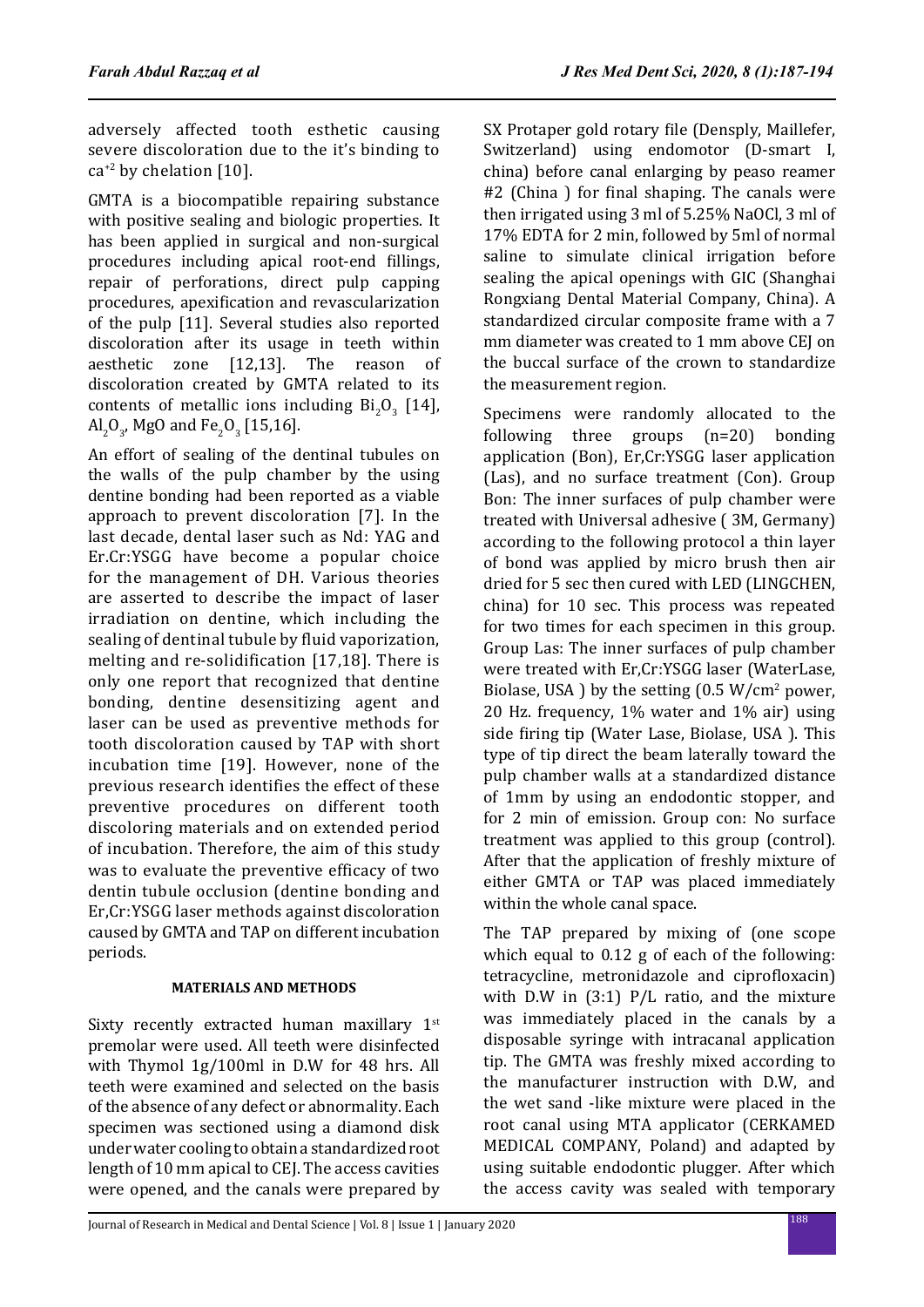adversely affected tooth esthetic causing severe discoloration due to the it's binding to $ca^{+2}$ by chelation [10].

GMTA is a biocompatible repairing substance with positive sealing and biologic properties. It has been applied in surgical and non-surgical procedures including apical root-end fillings, repair of perforations, direct pulp capping procedures, apexification and revascularization of the pulp [11]. Several studies also reported discoloration after its usage in teeth within aesthetic zone [12,13]. The reason of discoloration created by GMTA related to its contents of metallic ions including $Bi_2O_3$ [14], $Al_2O_3$, MgO and $Fe_2O_3$ [15,16].

An effort of sealing of the dentinal tubules on the walls of the pulp chamber by the using dentine bonding had been reported as a viable approach to prevent discoloration [7]. In the last decade, dental laser such as Nd: YAG and Er.Cr:YSGG have become a popular choice for the management of DH. Various theories are asserted to describe the impact of laser irradiation on dentine, which including the sealing of dentinal tubule by fluid vaporization, melting and re-solidification [17,18]. There is only one report that recognized that dentine bonding, dentine desensitizing agent and laser can be used as preventive methods for tooth discoloration caused by TAP with short incubation time [19]. However, none of the previous research identifies the effect of these preventive procedures on different tooth discoloring materials and on extended period of incubation. Therefore, the aim of this study was to evaluate the preventive efficacy of two dentin tubule occlusion (dentine bonding and Er,Cr:YSGG laser methods against discoloration caused by GMTA and TAP on different incubation periods.

## MATERIALS AND METHODS

Sixty recently extracted human maxillary 1st premolar were used. All teeth were disinfected with Thymol 1g/100ml in D.W for 48 hrs. All teeth were examined and selected on the basis of the absence of any defect or abnormality. Each specimen was sectioned using a diamond disk under water cooling to obtain a standardized root length of 10 mm apical to CEJ. The access cavities were opened, and the canals were prepared by SX Protaper gold rotary file (Densply, Maillefer, Switzerland) using endomotor (D-smart I, china) before canal enlarging by peaso reamer #2 (China ) for final shaping. The canals were then irrigated using 3 ml of 5.25% NaOCl, 3 ml of 17% EDTA for 2 min, followed by 5ml of normal saline to simulate clinical irrigation before sealing the apical openings with GIC (Shanghai Rongxiang Dental Material Company, China). A standardized circular composite frame with a 7 mm diameter was created to 1 mm above CEJ on the buccal surface of the crown to standardize the measurement region.

Specimens were randomly allocated to the following three groups (n=20) bonding application (Bon), Er,Cr:YSGG laser application (Las), and no surface treatment (Con). Group Bon: The inner surfaces of pulp chamber were treated with Universal adhesive ( 3M, Germany) according to the following protocol a thin layer of bond was applied by micro brush then air dried for 5 sec then cured with LED (LINGCHEN, china) for 10 sec. This process was repeated for two times for each specimen in this group. Group Las: The inner surfaces of pulp chamber were treated with Er,Cr:YSGG laser (WaterLase, Biolase, USA ) by the setting (0.5 $W/cm^2$ power, 20 Hz. frequency, 1% water and 1% air) using side firing tip (Water Lase, Biolase, USA ). This type of tip direct the beam laterally toward the pulp chamber walls at a standardized distance of 1mm by using an endodontic stopper, and for 2 min of emission. Group con: No surface treatment was applied to this group (control). After that the application of freshly mixture of either GMTA or TAP was placed immediately within the whole canal space.

The TAP prepared by mixing of (one scope which equal to 0.12 g of each of the following: tetracycline, metronidazole and ciprofloxacin) with D.W in (3:1) P/L ratio, and the mixture was immediately placed in the canals by a disposable syringe with intracanal application tip. The GMTA was freshly mixed according to the manufacturer instruction with D.W, and the wet sand -like mixture were placed in the root canal using MTA applicator (CERKAMED MEDICAL COMPANY, Poland) and adapted by using suitable endodontic plugger. After which the access cavity was sealed with temporary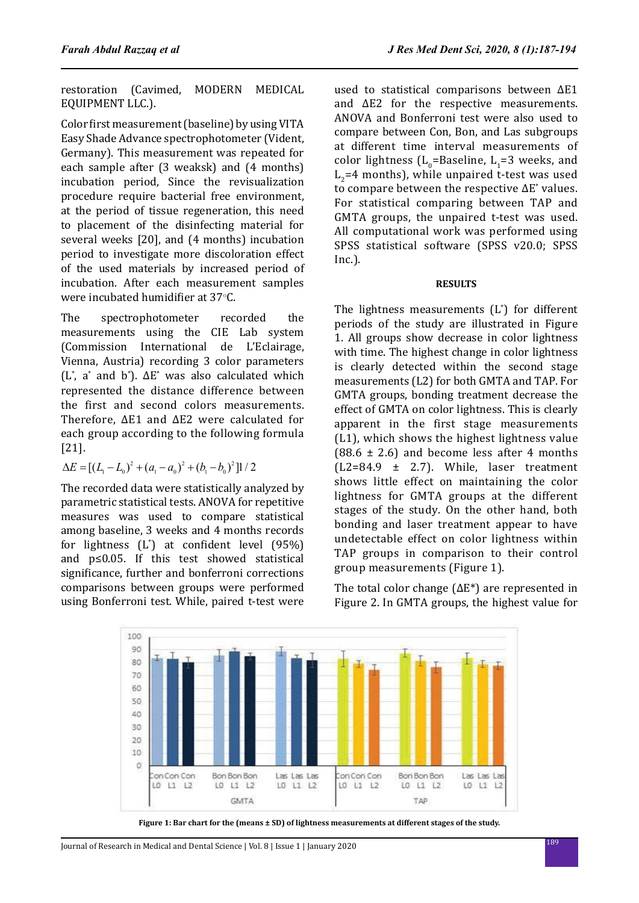restoration (Cavimed, MODERN MEDICAL EQUIPMENT LLC.).

Color first measurement (baseline) by using VITA Easy Shade Advance spectrophotometer (Vident, Germany). This measurement was repeated for each sample after (3 weaksk) and (4 months) incubation period, Since the revisualization procedure require bacterial free environment, at the period of tissue regeneration, this need to placement of the disinfecting material for several weeks [20], and (4 months) incubation period to investigate more discoloration effect of the used materials by increased period of incubation. After each measurement samples were incubated humidifier at 37°C.

The spectrophotometer recorded the measurements using the CIE Lab system (Commission International de L'Eclairage, Vienna, Austria) recording 3 color parameters ($L^*$, $a^*$ and $b^*$). $\Delta E^*$ was also calculated which represented the distance difference between the first and second colors measurements. Therefore, ΔE1 and ΔE2 were calculated for each group according to the following formula [21].

$$\Delta E = [(L_1 - L_0)^2 + (a_1 - a_0)^2 + (b_1 - b_0)^2]1/2$$

The recorded data were statistically analyzed by parametric statistical tests. ANOVA for repetitive measures was used to compare statistical among baseline, 3 weeks and 4 months records for lightness ($L^*$) at confident level (95%) and $p \leq 0.05$. If this test showed statistical significance, further and bonferroni corrections comparisons between groups were performed using Bonferroni test. While, paired t-test were used to statistical comparisons between ΔE1 and ΔE2 for the respective measurements. ANOVA and Bonferroni test were also used to compare between Con, Bon, and Las subgroups at different time interval measurements of color lightness ($L_0$=Baseline, $L_1$=3 weeks, and $L_2$=4 months), while unpaired t-test was used to compare between the respective $\Delta E^*$ values. For statistical comparing between TAP and GMTA groups, the unpaired t-test was used. All computational work was performed using SPSS statistical software (SPSS v20.0; SPSS Inc.).

#### RESULTS

The lightness measurements ($L^*$) for different periods of the study are illustrated in Figure 1. All groups show decrease in color lightness with time. The highest change in color lightness is clearly detected within the second stage measurements (L2) for both GMTA and TAP. For GMTA groups, bonding treatment decrease the effect of GMTA on color lightness. This is clearly apparent in the first stage measurements (L1), which shows the highest lightness value (88.6 ± 2.6) and become less after 4 months (L2=84.9 ± 2.7). While, laser treatment shows little effect on maintaining the color lightness for GMTA groups at the different stages of the study. On the other hand, both bonding and laser treatment appear to have undetectable effect on color lightness within TAP groups in comparison to their control group measurements (Figure 1).

The total color change (ΔE*) are represented in Figure 2. In GMTA groups, the highest value for

**Figure 1: Bar chart for the (means ± SD) of lightness measurements at different stages of the study.**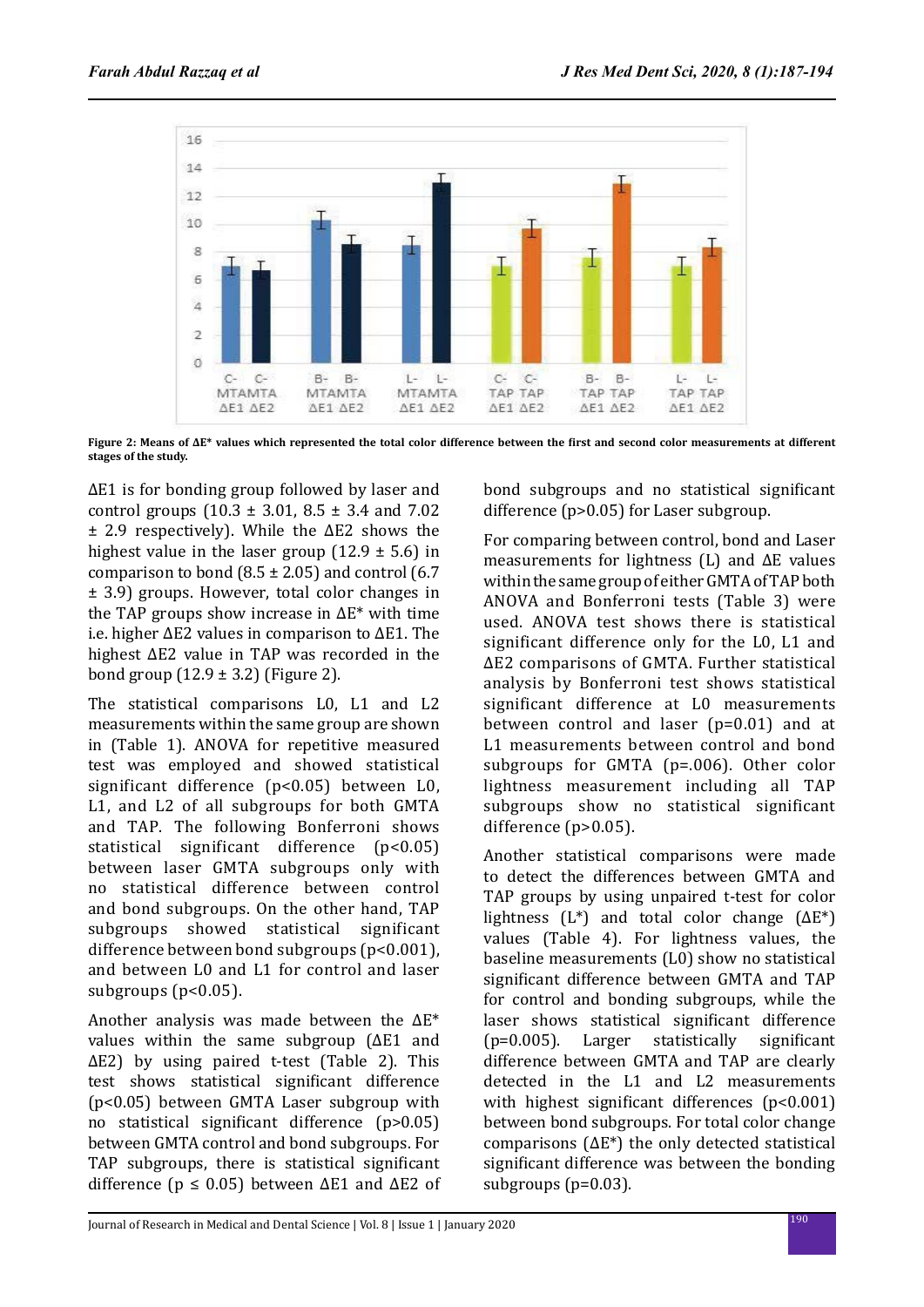Figure 2: Means of ΔE* values which represented the total color difference between the first and second color measurements at different stages of the study.

ΔE1 is for bonding group followed by laser and control groups (10.3 ± 3.01, 8.5 ± 3.4 and 7.02 ± 2.9 respectively). While the ΔE2 shows the highest value in the laser group (12.9 ± 5.6) in comparison to bond (8.5 ± 2.05) and control (6.7 ± 3.9) groups. However, total color changes in the TAP groups show increase in ΔE* with time i.e. higher ΔE2 values in comparison to ΔE1. The highest ΔE2 value in TAP was recorded in the bond group (12.9 ± 3.2) (Figure 2).

The statistical comparisons L0, L1 and L2 measurements within the same group are shown in (Table 1). ANOVA for repetitive measured test was employed and showed statistical significant difference ($p<0.05$) between L0, L1, and L2 of all subgroups for both GMTA and TAP. The following Bonferroni shows statistical significant difference ($p<0.05$) between laser GMTA subgroups only with no statistical difference between control and bond subgroups. On the other hand, TAP subgroups showed statistical significant difference between bond subgroups ($p<0.001$), and between L0 and L1 for control and laser subgroups ($p<0.05$).

Another analysis was made between the ΔE* values within the same subgroup (ΔE1 and ΔE2) by using paired t-test (Table 2). This test shows statistical significant difference ($p<0.05$) between GMTA Laser subgroup with no statistical significant difference ($p>0.05$) between GMTA control and bond subgroups. For TAP subgroups, there is statistical significant difference ($p \leq 0.05$) between ΔE1 and ΔE2 of bond subgroups and no statistical significant difference ($p>0.05$) for Laser subgroup.

For comparing between control, bond and Laser measurements for lightness (L) and ΔE values within the same group of either GMTA of TAP both ANOVA and Bonferroni tests (Table 3) were used. ANOVA test shows there is statistical significant difference only for the L0, L1 and ΔE2 comparisons of GMTA. Further statistical analysis by Bonferroni test shows statistical significant difference at L0 measurements between control and laser ($p=0.01$) and at L1 measurements between control and bond subgroups for GMTA ($p=.006$). Other color lightness measurement including all TAP subgroups show no statistical significant difference ($p>0.05$).

Another statistical comparisons were made to detect the differences between GMTA and TAP groups by using unpaired t-test for color lightness (L*) and total color change (ΔE*) values (Table 4). For lightness values, the baseline measurements (L0) show no statistical significant difference between GMTA and TAP for control and bonding subgroups, while the laser shows statistical significant difference ($p=0.005$). Larger statistically significant difference between GMTA and TAP are clearly detected in the L1 and L2 measurements with highest significant differences ($p<0.001$) between bond subgroups. For total color change comparisons (ΔE*) the only detected statistical significant difference was between the bonding subgroups ($p=0.03$).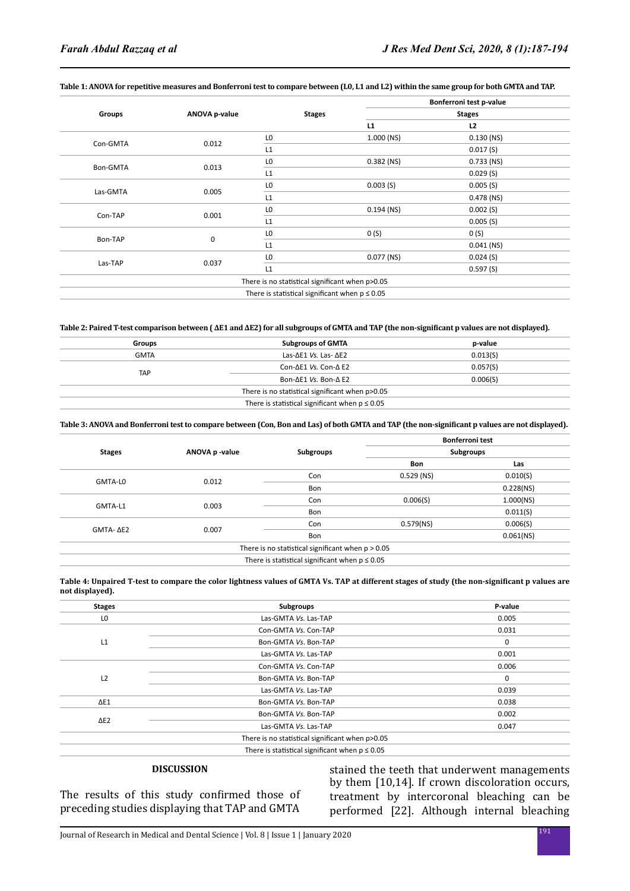**Table 1: ANOVA for repetitive measures and Bonferroni test to compare between (L0, L1 and L2) within the same group for both GMTA and TAP.**

| Groups | ANOVA p-value | Stages | Bonferroni test p-value | |
|---|---|---|---|---|
| | | | Stages | |
| | | | L1 | L2 |
| Con-GMTA | 0.012 | L0 | 1.000 (NS) | 0.130 (NS) |
| | | L1 | | 0.017 (S) |
| Bon-GMTA | 0.013 | L0 | 0.382 (NS) | 0.733 (NS) |
| | | L1 | | 0.029 (S) |
| Las-GMTA | 0.005 | L0 | 0.003 (S) | 0.005 (S) |
| | | L1 | | 0.478 (NS) |
| Con-TAP | 0.001 | L0 | 0.194 (NS) | 0.002 (S) |
| | | L1 | | 0.005 (S) |
| Bon-TAP | 0 | L0 | 0 (S) | 0 (S) |
| | | L1 | | 0.041 (NS) |
| Las-TAP | 0.037 | L0 | 0.077 (NS) | 0.024 (S) |
| | | L1 | | 0.597 (S) |
| There is no statistical significant when p>0.05 | | | | |
| There is statistical significant when p ≤ 0.05 | | | | |

**Table 2: Paired T-test comparison between ( ΔE1 and ΔE2) for all subgroups of GMTA and TAP (the non-significant p values are not displayed).**

| Groups | Subgroups of GMTA | p-value |
|---|---|---|
| GMTA | Las-ΔE1 *Vs.* Las- ΔE2 | 0.013(S) |
| TAP | Con-ΔE1 *Vs.* Con-Δ E2 | 0.057(S) |
| | Bon-ΔE1 *Vs.* Bon-Δ E2 | 0.006(S) |
| There is no statistical significant when p>0.05 | | |
| There is statistical significant when p ≤ 0.05 | | |

**Table 3: ANOVA and Bonferroni test to compare between (Con, Bon and Las) of both GMTA and TAP (the non-significant p values are not displayed).**

| Stages | ANOVA p -value | Subgroups | Bonferroni test | |
|---|---|---|---|---|
| | | | Subgroups | |
| | | | Bon | Las |
| GMTA-L0 | 0.012 | Con | 0.529 (NS) | 0.010(S) |
| | | Bon | | 0.228(NS) |
| GMTA-L1 | 0.003 | Con | 0.006(S) | 1.000(NS) |
| | | Bon | | 0.011(S) |
| GMTA- ΔE2 | 0.007 | Con | 0.579(NS) | 0.006(S) |
| | | Bon | | 0.061(NS) |
| There is no statistical significant when p > 0.05 | | | | |
| There is statistical significant when p ≤ 0.05 | | | | |

**Table 4: Unpaired T-test to compare the color lightness values of GMTA Vs. TAP at different stages of study (the non-significant p values are not displayed).**

| Stages | Subgroups | P-value |
|---|---|---|
| L0 | Las-GMTA *Vs.* Las-TAP | 0.005 |
| L1 | Con-GMTA *Vs.* Con-TAP | 0.031 |
| | Bon-GMTA *Vs.* Bon-TAP | 0 |
| | Las-GMTA *Vs.* Las-TAP | 0.001 |
| L2 | Con-GMTA *Vs.* Con-TAP | 0.006 |
| | Bon-GMTA *Vs.* Bon-TAP | 0 |
| | Las-GMTA *Vs.* Las-TAP | 0.039 |
| ΔE1 | Bon-GMTA *Vs.* Bon-TAP | 0.038 |
| ΔE2 | Bon-GMTA *Vs.* Bon-TAP | 0.002 |
| | Las-GMTA *Vs.* Las-TAP | 0.047 |
| There is no statistical significant when p>0.05 | | |
| There is statistical significant when p ≤ 0.05 | | |

## DISCUSSION

The results of this study confirmed those of preceding studies displaying that TAP and GMTA stained the teeth that underwent managements by them [10,14]. If crown discoloration occurs, treatment by intercoronal bleaching can be performed [22]. Although internal bleaching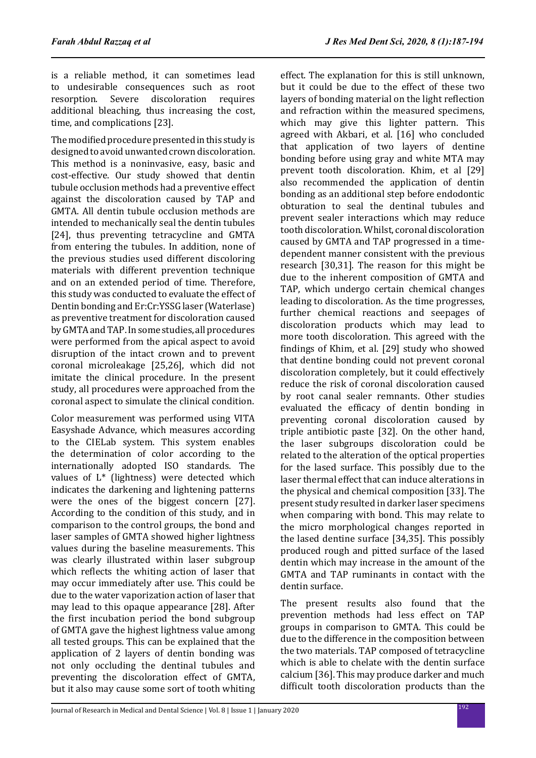is a reliable method, it can sometimes lead to undesirable consequences such as root resorption. Severe discoloration requires additional bleaching, thus increasing the cost, time, and complications [23].

The modified procedure presented in this study is designed to avoid unwanted crown discoloration. This method is a noninvasive, easy, basic and cost-effective. Our study showed that dentin tubule occlusion methods had a preventive effect against the discoloration caused by TAP and GMTA. All dentin tubule occlusion methods are intended to mechanically seal the dentin tubules [24], thus preventing tetracycline and GMTA from entering the tubules. In addition, none of the previous studies used different discoloring materials with different prevention technique and on an extended period of time. Therefore, this study was conducted to evaluate the effect of Dentin bonding and Er:Cr:YSSG laser (Waterlase) as preventive treatment for discoloration caused by GMTA and TAP. In some studies, all procedures were performed from the apical aspect to avoid disruption of the intact crown and to prevent coronal microleakage [25,26], which did not imitate the clinical procedure. In the present study, all procedures were approached from the coronal aspect to simulate the clinical condition.

Color measurement was performed using VITA Easyshade Advance, which measures according to the CIELab system. This system enables the determination of color according to the internationally adopted ISO standards. The values of L* (lightness) were detected which indicates the darkening and lightening patterns were the ones of the biggest concern [27]. According to the condition of this study, and in comparison to the control groups, the bond and laser samples of GMTA showed higher lightness values during the baseline measurements. This was clearly illustrated within laser subgroup which reflects the whiting action of laser that may occur immediately after use. This could be due to the water vaporization action of laser that may lead to this opaque appearance [28]. After the first incubation period the bond subgroup of GMTA gave the highest lightness value among all tested groups. This can be explained that the application of 2 layers of dentin bonding was not only occluding the dentinal tubules and preventing the discoloration effect of GMTA, but it also may cause some sort of tooth whiting effect. The explanation for this is still unknown, but it could be due to the effect of these two layers of bonding material on the light reflection and refraction within the measured specimens, which may give this lighter pattern. This agreed with Akbari, et al. [16] who concluded that application of two layers of dentine bonding before using gray and white MTA may prevent tooth discoloration. Khim, et al [29] also recommended the application of dentin bonding as an additional step before endodontic obturation to seal the dentinal tubules and prevent sealer interactions which may reduce tooth discoloration. Whilst, coronal discoloration caused by GMTA and TAP progressed in a time-dependent manner consistent with the previous research [30,31]. The reason for this might be due to the inherent composition of GMTA and TAP, which undergo certain chemical changes leading to discoloration. As the time progresses, further chemical reactions and seepages of discoloration products which may lead to more tooth discoloration. This agreed with the findings of Khim, et al. [29] study who showed that dentine bonding could not prevent coronal discoloration completely, but it could effectively reduce the risk of coronal discoloration caused by root canal sealer remnants. Other studies evaluated the efficacy of dentin bonding in preventing coronal discoloration caused by triple antibiotic paste [32]. On the other hand, the laser subgroups discoloration could be related to the alteration of the optical properties for the lased surface. This possibly due to the laser thermal effect that can induce alterations in the physical and chemical composition [33]. The present study resulted in darker laser specimens when comparing with bond. This may relate to the micro morphological changes reported in the lased dentine surface [34,35]. This possibly produced rough and pitted surface of the lased dentin which may increase in the amount of the GMTA and TAP ruminants in contact with the dentin surface.

The present results also found that the prevention methods had less effect on TAP groups in comparison to GMTA. This could be due to the difference in the composition between the two materials. TAP composed of tetracycline which is able to chelate with the dentin surface calcium [36]. This may produce darker and much difficult tooth discoloration products than the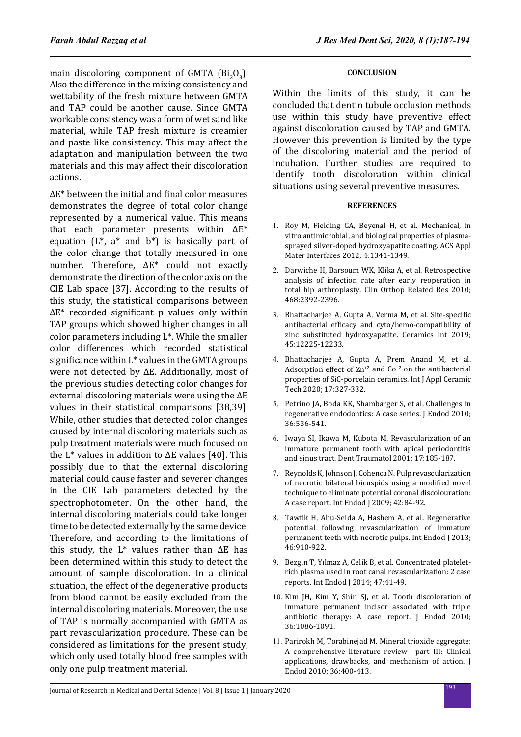main discoloring component of GMTA ($Bi_2O_3$). Also the difference in the mixing consistency and wettability of the fresh mixture between GMTA and TAP could be another cause. Since GMTA workable consistency was a form of wet sand like material, while TAP fresh mixture is creamier and paste like consistency. This may affect the adaptation and manipulation between the two materials and this may affect their discoloration actions.

ΔE* between the initial and final color measures demonstrates the degree of total color change represented by a numerical value. This means that each parameter presents within ΔE* equation (L*, a* and b*) is basically part of the color change that totally measured in one number. Therefore, ΔE* could not exactly demonstrate the direction of the color axis on the CIE Lab space [37]. According to the results of this study, the statistical comparisons between ΔE* recorded significant p values only within TAP groups which showed higher changes in all color parameters including L*. While the smaller color differences which recorded statistical significance within L* values in the GMTA groups were not detected by ΔE. Additionally, most of the previous studies detecting color changes for external discoloring materials were using the ΔE values in their statistical comparisons [38,39]. While, other studies that detected color changes caused by internal discoloring materials such as pulp treatment materials were much focused on the L* values in addition to ΔE values [40]. This possibly due to that the external discoloring material could cause faster and severer changes in the CIE Lab parameters detected by the spectrophotometer. On the other hand, the internal discoloring materials could take longer time to be detected externally by the same device. Therefore, and according to the limitations of this study, the L* values rather than ΔE has been determined within this study to detect the amount of sample discoloration. In a clinical situation, the effect of the degenerative products from blood cannot be easily excluded from the internal discoloring materials. Moreover, the use of TAP is normally accompanied with GMTA as part revascularization procedure. These can be considered as limitations for the present study, which only used totally blood free samples with only one pulp treatment material.

## CONCLUSION

Within the limits of this study, it can be concluded that dentin tubule occlusion methods use within this study have preventive effect against discoloration caused by TAP and GMTA. However this prevention is limited by the type of the discoloring material and the period of incubation. Further studies are required to identify tooth discoloration within clinical situations using several preventive measures.

## REFERENCES

1. Roy M, Fielding GA, Beyenal H, et al. Mechanical, in vitro antimicrobial, and biological properties of plasma-sprayed silver-doped hydroxyapatite coating. ACS Appl Mater Interfaces 2012; 4:1341-1349.
2. Darwiche H, Barsoum WK, Klika A, et al. Retrospective analysis of infection rate after early reoperation in total hip arthroplasty. Clin Orthop Related Res 2010; 468:2392-2396.
3. Bhattacharjee A, Gupta A, Verma M, et al. Site-specific antibacterial efficacy and cyto/hemo-compatibility of zinc substituted hydroxyapatite. Ceramics Int 2019; 45:12225-12233.
4. Bhattacharjee A, Gupta A, Prem Anand M, et al. Adsorption effect of $Zn^{+2}$ and $Co^{+2}$ on the antibacterial properties of SiC-porcelain ceramics. Int J Appl Ceramic Tech 2020; 17:327-332.
5. Petrino JA, Boda KK, Shambarger S, et al. Challenges in regenerative endodontics: A case series. J Endod 2010; 36:536-541.
6. Iwaya SI, Ikawa M, Kubota M. Revascularization of an immature permanent tooth with apical periodontitis and sinus tract. Dent Traumatol 2001; 17:185-187.
7. Reynolds K, Johnson J, Cohenca N. Pulp revascularization of necrotic bilateral bicuspids using a modified novel technique to eliminate potential coronal discolouration: A case report. Int Endod J 2009; 42:84-92.
8. Tawfik H, Abu-Seida A, Hashem A, et al. Regenerative potential following revascularization of immature permanent teeth with necrotic pulps. Int Endod J 2013; 46:910-922.
9. Bezgin T, Yılmaz A, Celik B, et al. Concentrated platelet-rich plasma used in root canal revascularization: 2 case reports. Int Endod J 2014; 47:41-49.
10. Kim JH, Kim Y, Shin SJ, et al. Tooth discoloration of immature permanent incisor associated with triple antibiotic therapy: A case report. J Endod 2010; 36:1086-1091.
11. Parirokh M, Torabinejad M. Mineral trioxide aggregate: A comprehensive literature review—part III: Clinical applications, drawbacks, and mechanism of action. J Endod 2010; 36:400-413.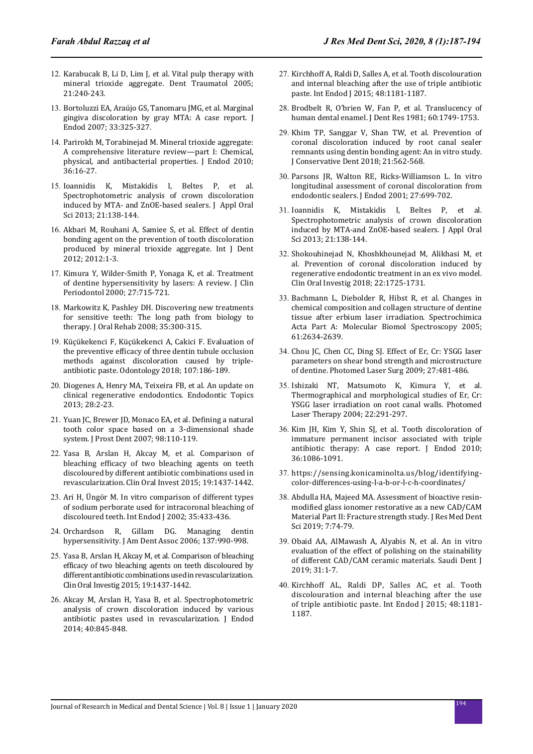12. Karabucak B, Li D, Lim J, et al. Vital pulp therapy with mineral trioxide aggregate. Dent Traumatol 2005; 21:240-243.

13. Bortoluzzi EA, Araújo GS, Tanomaru JMG, et al. Marginal gingiva discoloration by gray MTA: A case report. J Endod 2007; 33:325-327.

14. Parirokh M, Torabinejad M. Mineral trioxide aggregate: A comprehensive literature review—part I: Chemical, physical, and antibacterial properties. J Endod 2010; 36:16-27.

15. Ioannidis K, Mistakidis I, Beltes P, et al. Spectrophotometric analysis of crown discoloration induced by MTA- and ZnOE-based sealers. J Appl Oral Sci 2013; 21:138-144.

16. Akbari M, Rouhani A, Samiee S, et al. Effect of dentin bonding agent on the prevention of tooth discoloration produced by mineral trioxide aggregate. Int J Dent 2012; 2012:1-3.

17. Kimura Y, Wilder-Smith P, Yonaga K, et al. Treatment of dentine hypersensitivity by lasers: A review. J Clin Periodontol 2000; 27:715-721.

18. Markowitz K, Pashley DH. Discovering new treatments for sensitive teeth: The long path from biology to therapy. J Oral Rehab 2008; 35:300-315.

19. Küçükekenci F, Küçükekenci A, Cakici F. Evaluation of the preventive efficacy of three dentin tubule occlusion methods against discoloration caused by triple-antibiotic paste. Odontology 2018; 107:186-189.

20. Diogenes A, Henry MA, Teixeira FB, et al. An update on clinical regenerative endodontics. Endodontic Topics 2013; 28:2-23.

21. Yuan JC, Brewer JD, Monaco EA, et al. Defining a natural tooth color space based on a 3-dimensional shade system. J Prost Dent 2007; 98:110-119.

22. Yasa B, Arslan H, Akcay M, et al. Comparison of bleaching efficacy of two bleaching agents on teeth discoloured by different antibiotic combinations used in revascularization. Clin Oral Invest 2015; 19:1437-1442.

23. Ari H, Üngör M. In vitro comparison of different types of sodium perborate used for intracoronal bleaching of discoloured teeth. Int Endod J 2002; 35:433-436.

24. Orchardson R, Gillam DG. Managing dentin hypersensitivity. J Am Dent Assoc 2006; 137:990-998.

25. Yasa B, Arslan H, Akcay M, et al. Comparison of bleaching efficacy of two bleaching agents on teeth discoloured by different antibiotic combinations used in revascularization. Clin Oral Investig 2015; 19:1437-1442.

26. Akcay M, Arslan H, Yasa B, et al. Spectrophotometric analysis of crown discoloration induced by various antibiotic pastes used in revascularization. J Endod 2014; 40:845-848.

27. Kirchhoff A, Raldi D, Salles A, et al. Tooth discolouration and internal bleaching after the use of triple antibiotic paste. Int Endod J 2015; 48:1181-1187.

28. Brodbelt R, O'brien W, Fan P, et al. Translucency of human dental enamel. J Dent Res 1981; 60:1749-1753.

29. Khim TP, Sanggar V, Shan TW, et al. Prevention of coronal discoloration induced by root canal sealer remnants using dentin bonding agent: An in vitro study. J Conservative Dent 2018; 21:562-568.

30. Parsons JR, Walton RE, Ricks-Williamson L. In vitro longitudinal assessment of coronal discoloration from endodontic sealers. J Endod 2001; 27:699-702.

31. Ioannidis K, Mistakidis I, Beltes P, et al. Spectrophotometric analysis of crown discoloration induced by MTA-and ZnOE-based sealers. J Appl Oral Sci 2013; 21:138-144.

32. Shokouhinejad N, Khoshkhounejad M, Alikhasi M, et al. Prevention of coronal discoloration induced by regenerative endodontic treatment in an ex vivo model. Clin Oral Investig 2018; 22:1725-1731.

33. Bachmann L, Diebolder R, Hibst R, et al. Changes in chemical composition and collagen structure of dentine tissue after erbium laser irradiation. Spectrochimica Acta Part A: Molecular Biomol Spectroscopy 2005; 61:2634-2639.

34. Chou JC, Chen CC, Ding SJ. Effect of Er, Cr: YSGG laser parameters on shear bond strength and microstructure of dentine. Photomed Laser Surg 2009; 27:481-486.

35. Ishizaki NT, Matsumoto K, Kimura Y, et al. Thermographical and morphological studies of Er, Cr: YSGG laser irradiation on root canal walls. Photomed Laser Therapy 2004; 22:291-297.

36. Kim JH, Kim Y, Shin SJ, et al. Tooth discoloration of immature permanent incisor associated with triple antibiotic therapy: A case report. J Endod 2010; 36:1086-1091.

37. https://sensing.konicaminolta.us/blog/identifying-color-differences-using-l-a-b-or-l-c-h-coordinates/

38. Abdulla HA, Majeed MA. Assessment of bioactive resin-modified glass ionomer restorative as a new CAD/CAM Material Part II: Fracture strength study. J Res Med Dent Sci 2019; 7:74-79.

39. Obaid AA, AlMawash A, Alyabis N, et al. An in vitro evaluation of the effect of polishing on the stainability of different CAD/CAM ceramic materials. Saudi Dent J 2019; 31:1-7.

40. Kirchhoff AL, Raldi DP, Salles AC, et al. Tooth discolouration and internal bleaching after the use of triple antibiotic paste. Int Endod J 2015; 48:1181-1187.